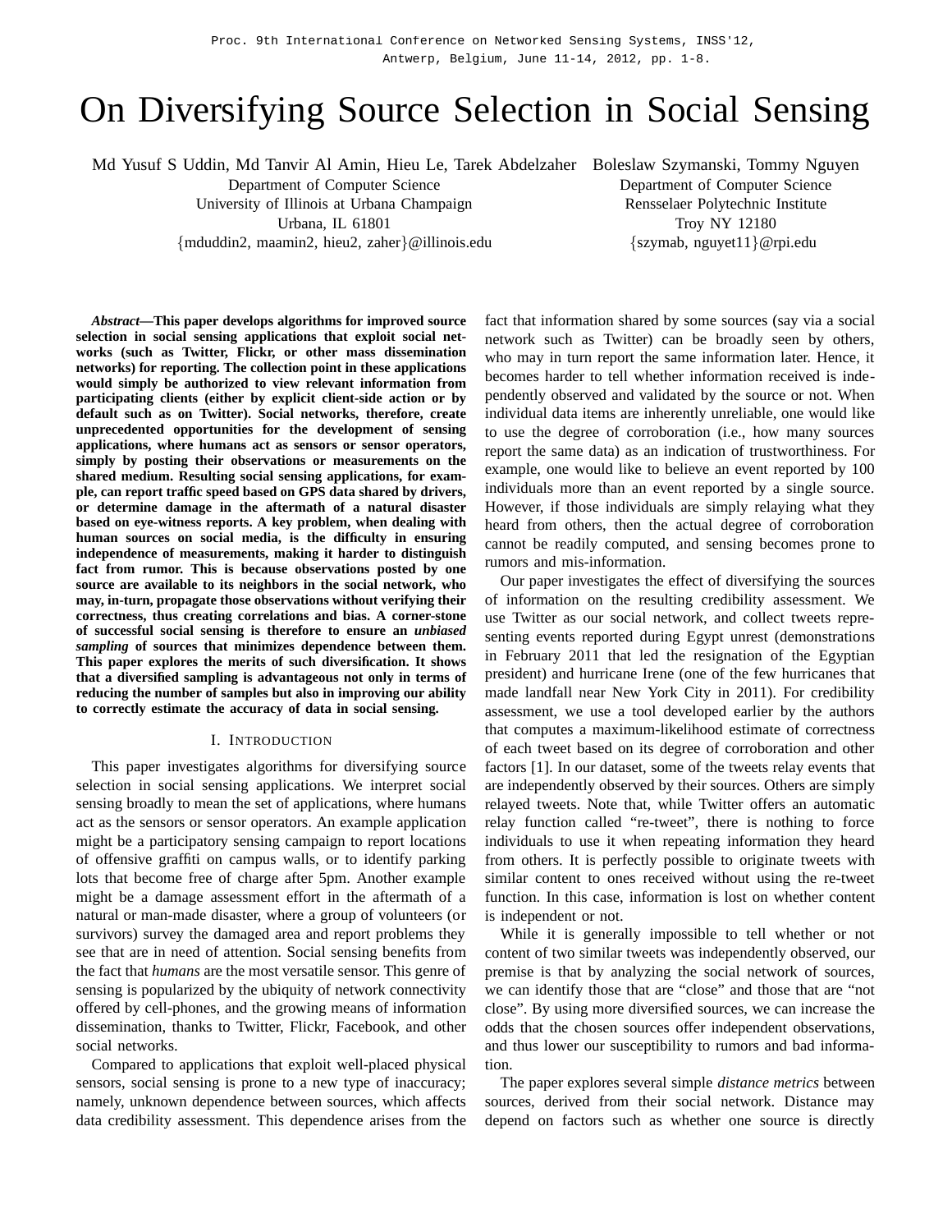# On Diversifying Source Selection in Social Sensing

Md Yusuf S Uddin, Md Tanvir Al Amin, Hieu Le, Tarek Abdelzaher
Department of Computer Science
University of Illinois at Urbana Champaign
Urbana, IL 61801
{mduddin2, maamin2, hieu2, zaher}@illinois.edu

Boleslaw Szymanski, Tommy Nguyen
Department of Computer Science
Rensselaer Polytechnic Institute
Troy NY 12180
{szymab, nguyet11}@rpi.edu

***Abstract*—This paper develops algorithms for improved source selection in social sensing applications that exploit social networks (such as Twitter, Flickr, or other mass dissemination networks) for reporting. The collection point in these applications would simply be authorized to view relevant information from participating clients (either by explicit client-side action or by default such as on Twitter). Social networks, therefore, create unprecedented opportunities for the development of sensing applications, where humans act as sensors or sensor operators, simply by posting their observations or measurements on the shared medium. Resulting social sensing applications, for example, can report traffic speed based on GPS data shared by drivers, or determine damage in the aftermath of a natural disaster based on eye-witness reports. A key problem, when dealing with human sources on social media, is the difficulty in ensuring independence of measurements, making it harder to distinguish fact from rumor. This is because observations posted by one source are available to its neighbors in the social network, who may, in-turn, propagate those observations without verifying their correctness, thus creating correlations and bias. A corner-stone of successful social sensing is therefore to ensure an *unbiased sampling* of sources that minimizes dependence between them. This paper explores the merits of such diversification. It shows that a diversified sampling is advantageous not only in terms of reducing the number of samples but also in improving our ability to correctly estimate the accuracy of data in social sensing.**

## I. Introduction

This paper investigates algorithms for diversifying source selection in social sensing applications. We interpret social sensing broadly to mean the set of applications, where humans act as the sensors or sensor operators. An example application might be a participatory sensing campaign to report locations of offensive graffiti on campus walls, or to identify parking lots that become free of charge after 5pm. Another example might be a damage assessment effort in the aftermath of a natural or man-made disaster, where a group of volunteers (or survivors) survey the damaged area and report problems they see that are in need of attention. Social sensing benefits from the fact that *humans* are the most versatile sensor. This genre of sensing is popularized by the ubiquity of network connectivity offered by cell-phones, and the growing means of information dissemination, thanks to Twitter, Flickr, Facebook, and other social networks.

Compared to applications that exploit well-placed physical sensors, social sensing is prone to a new type of inaccuracy; namely, unknown dependence between sources, which affects data credibility assessment. This dependence arises from the fact that information shared by some sources (say via a social network such as Twitter) can be broadly seen by others, who may in turn report the same information later. Hence, it becomes harder to tell whether information received is independently observed and validated by the source or not. When individual data items are inherently unreliable, one would like to use the degree of corroboration (i.e., how many sources report the same data) as an indication of trustworthiness. For example, one would like to believe an event reported by 100 individuals more than an event reported by a single source. However, if those individuals are simply relaying what they heard from others, then the actual degree of corroboration cannot be readily computed, and sensing becomes prone to rumors and mis-information.

Our paper investigates the effect of diversifying the sources of information on the resulting credibility assessment. We use Twitter as our social network, and collect tweets representing events reported during Egypt unrest (demonstrations in February 2011 that led the resignation of the Egyptian president) and hurricane Irene (one of the few hurricanes that made landfall near New York City in 2011). For credibility assessment, we use a tool developed earlier by the authors that computes a maximum-likelihood estimate of correctness of each tweet based on its degree of corroboration and other factors [1]. In our dataset, some of the tweets relay events that are independently observed by their sources. Others are simply relayed tweets. Note that, while Twitter offers an automatic relay function called "re-tweet", there is nothing to force individuals to use it when repeating information they heard from others. It is perfectly possible to originate tweets with similar content to ones received without using the re-tweet function. In this case, information is lost on whether content is independent or not.

While it is generally impossible to tell whether or not content of two similar tweets was independently observed, our premise is that by analyzing the social network of sources, we can identify those that are "close" and those that are "not close". By using more diversified sources, we can increase the odds that the chosen sources offer independent observations, and thus lower our susceptibility to rumors and bad information.

The paper explores several simple *distance metrics* between sources, derived from their social network. Distance may depend on factors such as whether one source is directly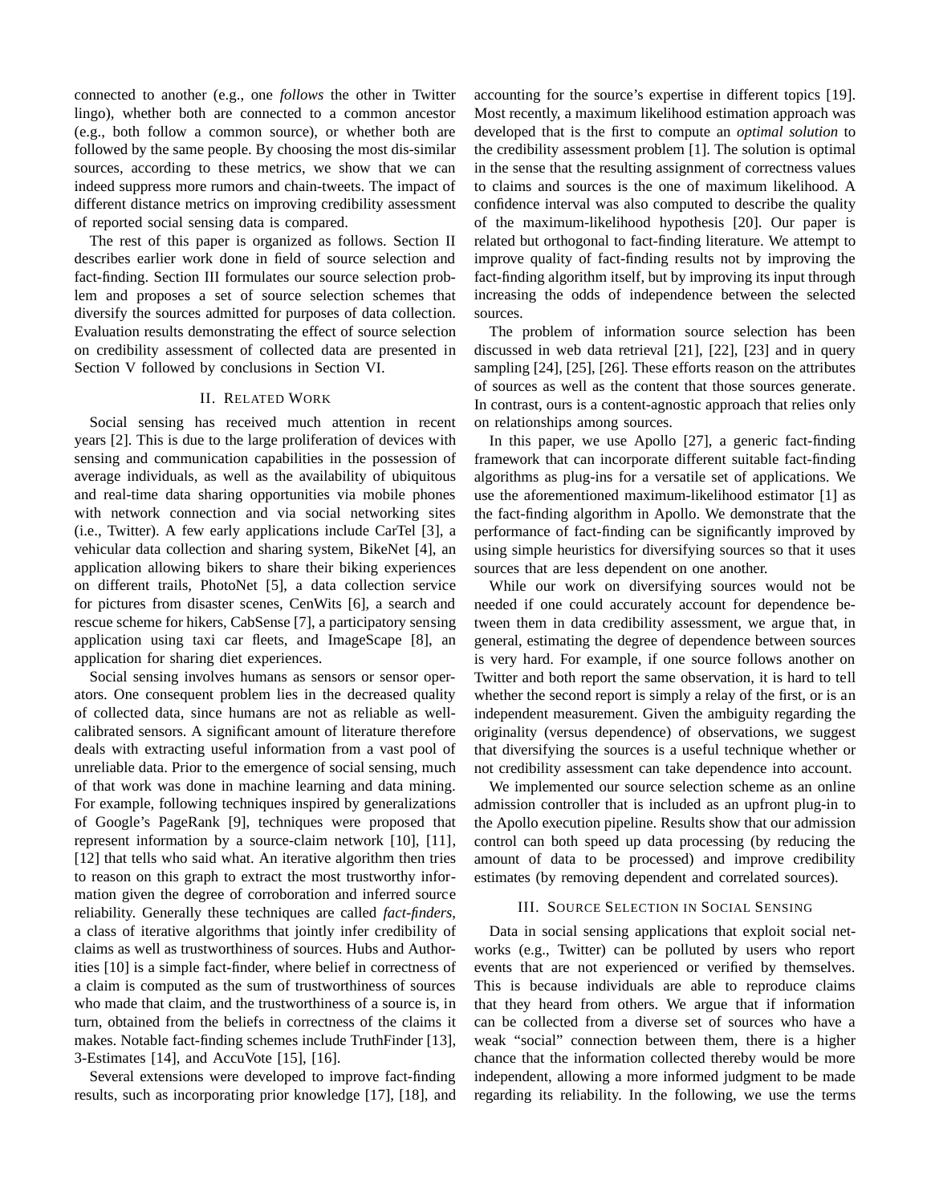connected to another (e.g., one *follows* the other in Twitter lingo), whether both are connected to a common ancestor (e.g., both follow a common source), or whether both are followed by the same people. By choosing the most dis-similar sources, according to these metrics, we show that we can indeed suppress more rumors and chain-tweets. The impact of different distance metrics on improving credibility assessment of reported social sensing data is compared.

The rest of this paper is organized as follows. Section II describes earlier work done in field of source selection and fact-finding. Section III formulates our source selection problem and proposes a set of source selection schemes that diversify the sources admitted for purposes of data collection. Evaluation results demonstrating the effect of source selection on credibility assessment of collected data are presented in Section V followed by conclusions in Section VI.

## II. Related Work

Social sensing has received much attention in recent years [2]. This is due to the large proliferation of devices with sensing and communication capabilities in the possession of average individuals, as well as the availability of ubiquitous and real-time data sharing opportunities via mobile phones with network connection and via social networking sites (i.e., Twitter). A few early applications include CarTel [3], a vehicular data collection and sharing system, BikeNet [4], an application allowing bikers to share their biking experiences on different trails, PhotoNet [5], a data collection service for pictures from disaster scenes, CenWits [6], a search and rescue scheme for hikers, CabSense [7], a participatory sensing application using taxi car fleets, and ImageScape [8], an application for sharing diet experiences.

Social sensing involves humans as sensors or sensor operators. One consequent problem lies in the decreased quality of collected data, since humans are not as reliable as well-calibrated sensors. A significant amount of literature therefore deals with extracting useful information from a vast pool of unreliable data. Prior to the emergence of social sensing, much of that work was done in machine learning and data mining. For example, following techniques inspired by generalizations of Google's PageRank [9], techniques were proposed that represent information by a source-claim network [10], [11], [12] that tells who said what. An iterative algorithm then tries to reason on this graph to extract the most trustworthy information given the degree of corroboration and inferred source reliability. Generally these techniques are called *fact-finders*, a class of iterative algorithms that jointly infer credibility of claims as well as trustworthiness of sources. Hubs and Authorities [10] is a simple fact-finder, where belief in correctness of a claim is computed as the sum of trustworthiness of sources who made that claim, and the trustworthiness of a source is, in turn, obtained from the beliefs in correctness of the claims it makes. Notable fact-finding schemes include TruthFinder [13], 3-Estimates [14], and AccuVote [15], [16].

Several extensions were developed to improve fact-finding results, such as incorporating prior knowledge [17], [18], and accounting for the source's expertise in different topics [19]. Most recently, a maximum likelihood estimation approach was developed that is the first to compute an *optimal solution* to the credibility assessment problem [1]. The solution is optimal in the sense that the resulting assignment of correctness values to claims and sources is the one of maximum likelihood. A confidence interval was also computed to describe the quality of the maximum-likelihood hypothesis [20]. Our paper is related but orthogonal to fact-finding literature. We attempt to improve quality of fact-finding results not by improving the fact-finding algorithm itself, but by improving its input through increasing the odds of independence between the selected sources.

The problem of information source selection has been discussed in web data retrieval [21], [22], [23] and in query sampling [24], [25], [26]. These efforts reason on the attributes of sources as well as the content that those sources generate. In contrast, ours is a content-agnostic approach that relies only on relationships among sources.

In this paper, we use Apollo [27], a generic fact-finding framework that can incorporate different suitable fact-finding algorithms as plug-ins for a versatile set of applications. We use the aforementioned maximum-likelihood estimator [1] as the fact-finding algorithm in Apollo. We demonstrate that the performance of fact-finding can be significantly improved by using simple heuristics for diversifying sources so that it uses sources that are less dependent on one another.

While our work on diversifying sources would not be needed if one could accurately account for dependence between them in data credibility assessment, we argue that, in general, estimating the degree of dependence between sources is very hard. For example, if one source follows another on Twitter and both report the same observation, it is hard to tell whether the second report is simply a relay of the first, or is an independent measurement. Given the ambiguity regarding the originality (versus dependence) of observations, we suggest that diversifying the sources is a useful technique whether or not credibility assessment can take dependence into account.

We implemented our source selection scheme as an online admission controller that is included as an upfront plug-in to the Apollo execution pipeline. Results show that our admission control can both speed up data processing (by reducing the amount of data to be processed) and improve credibility estimates (by removing dependent and correlated sources).

## III. Source Selection in Social Sensing

Data in social sensing applications that exploit social networks (e.g., Twitter) can be polluted by users who report events that are not experienced or verified by themselves. This is because individuals are able to reproduce claims that they heard from others. We argue that if information can be collected from a diverse set of sources who have a weak "social" connection between them, there is a higher chance that the information collected thereby would be more independent, allowing a more informed judgment to be made regarding its reliability. In the following, we use the terms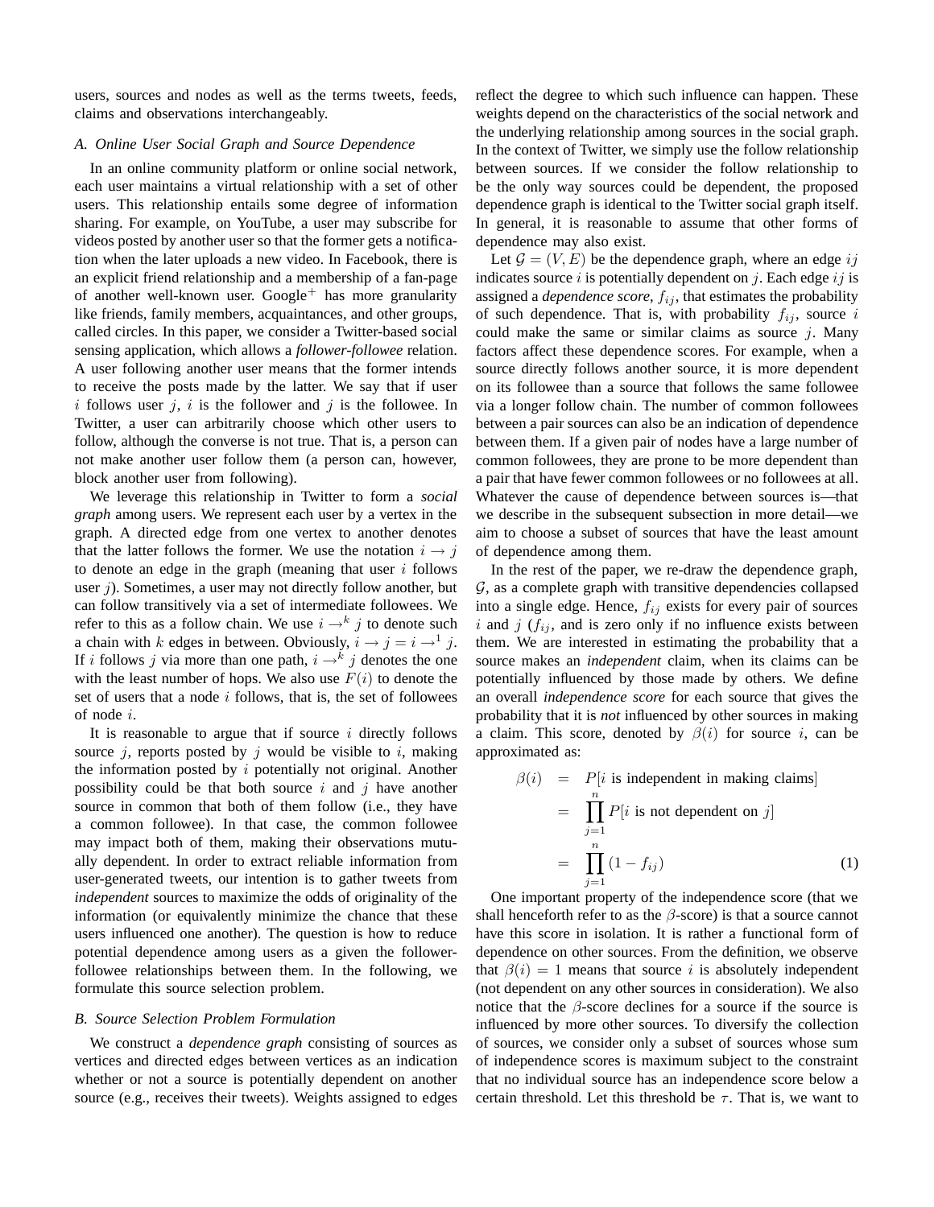users, sources and nodes as well as the terms tweets, feeds, claims and observations interchangeably.

### A. Online User Social Graph and Source Dependence

In an online community platform or online social network, each user maintains a virtual relationship with a set of other users. This relationship entails some degree of information sharing. For example, on YouTube, a user may subscribe for videos posted by another user so that the former gets a notification when the later uploads a new video. In Facebook, there is an explicit friend relationship and a membership of a fan-page of another well-known user. Google$^+$ has more granularity like friends, family members, acquaintances, and other groups, called circles. In this paper, we consider a Twitter-based social sensing application, which allows a *follower-followee* relation. A user following another user means that the former intends to receive the posts made by the latter. We say that if user $i$ follows user $j$, $i$ is the follower and $j$ is the followee. In Twitter, a user can arbitrarily choose which other users to follow, although the converse is not true. That is, a person can not make another user follow them (a person can, however, block another user from following).

We leverage this relationship in Twitter to form a *social graph* among users. We represent each user by a vertex in the graph. A directed edge from one vertex to another denotes that the latter follows the former. We use the notation $i \rightarrow j$ to denote an edge in the graph (meaning that user $i$ follows user $j$). Sometimes, a user may not directly follow another, but can follow transitively via a set of intermediate followees. We refer to this as a follow chain. We use $i \rightarrow^k j$ to denote such a chain with $k$ edges in between. Obviously, $i \rightarrow j = i \rightarrow^1 j$. If $i$ follows $j$ via more than one path, $i \rightarrow^k j$ denotes the one with the least number of hops. We also use $F(i)$ to denote the set of users that a node $i$ follows, that is, the set of followees of node $i$.

It is reasonable to argue that if source $i$ directly follows source $j$, reports posted by $j$ would be visible to $i$, making the information posted by $i$ potentially not original. Another possibility could be that both source $i$ and $j$ have another source in common that both of them follow (i.e., they have a common followee). In that case, the common followee may impact both of them, making their observations mutually dependent. In order to extract reliable information from user-generated tweets, our intention is to gather tweets from *independent* sources to maximize the odds of originality of the information (or equivalently minimize the chance that these users influenced one another). The question is how to reduce potential dependence among users as a given the follower-followee relationships between them. In the following, we formulate this source selection problem.

### B. Source Selection Problem Formulation

We construct a *dependence graph* consisting of sources as vertices and directed edges between vertices as an indication whether or not a source is potentially dependent on another source (e.g., receives their tweets). Weights assigned to edges reflect the degree to which such influence can happen. These weights depend on the characteristics of the social network and the underlying relationship among sources in the social graph. In the context of Twitter, we simply use the follow relationship between sources. If we consider the follow relationship to be the only way sources could be dependent, the proposed dependence graph is identical to the Twitter social graph itself. In general, it is reasonable to assume that other forms of dependence may also exist.

Let $\mathcal{G} = (V, E)$ be the dependence graph, where an edge $ij$ indicates source $i$ is potentially dependent on $j$. Each edge $ij$ is assigned a *dependence score*, $f_{ij}$, that estimates the probability of such dependence. That is, with probability $f_{ij}$, source $i$ could make the same or similar claims as source $j$. Many factors affect these dependence scores. For example, when a source directly follows another source, it is more dependent on its followee than a source that follows the same followee via a longer follow chain. The number of common followees between a pair sources can also be an indication of dependence between them. If a given pair of nodes have a large number of common followees, they are prone to be more dependent than a pair that have fewer common followees or no followees at all. Whatever the cause of dependence between sources is—that we describe in the subsequent subsection in more detail—we aim to choose a subset of sources that have the least amount of dependence among them.

In the rest of the paper, we re-draw the dependence graph, $\mathcal{G}$, as a complete graph with transitive dependencies collapsed into a single edge. Hence, $f_{ij}$ exists for every pair of sources $i$ and $j$ ($f_{ij}$, and is zero only if no influence exists between them. We are interested in estimating the probability that a source makes an *independent* claim, when its claims can be potentially influenced by those made by others. We define an overall *independence score* for each source that gives the probability that it is *not* influenced by other sources in making a claim. This score, denoted by $\beta(i)$ for source $i$, can be approximated as:

$$
\begin{aligned}
\beta(i) &= P[i \text{ is independent in making claims}] \\
&= \prod_{j=1}^{n} P[i \text{ is not dependent on } j] \\
&= \prod_{j=1}^{n} (1 - f_{ij}) \qquad (1)
\end{aligned}
$$

One important property of the independence score (that we shall henceforth refer to as the $\beta$-score) is that a source cannot have this score in isolation. It is rather a functional form of dependence on other sources. From the definition, we observe that $\beta(i) = 1$ means that source $i$ is absolutely independent (not dependent on any other sources in consideration). We also notice that the $\beta$-score declines for a source if the source is influenced by more other sources. To diversify the collection of sources, we consider only a subset of sources whose sum of independence scores is maximum subject to the constraint that no individual source has an independence score below a certain threshold. Let this threshold be $\tau$. That is, we want to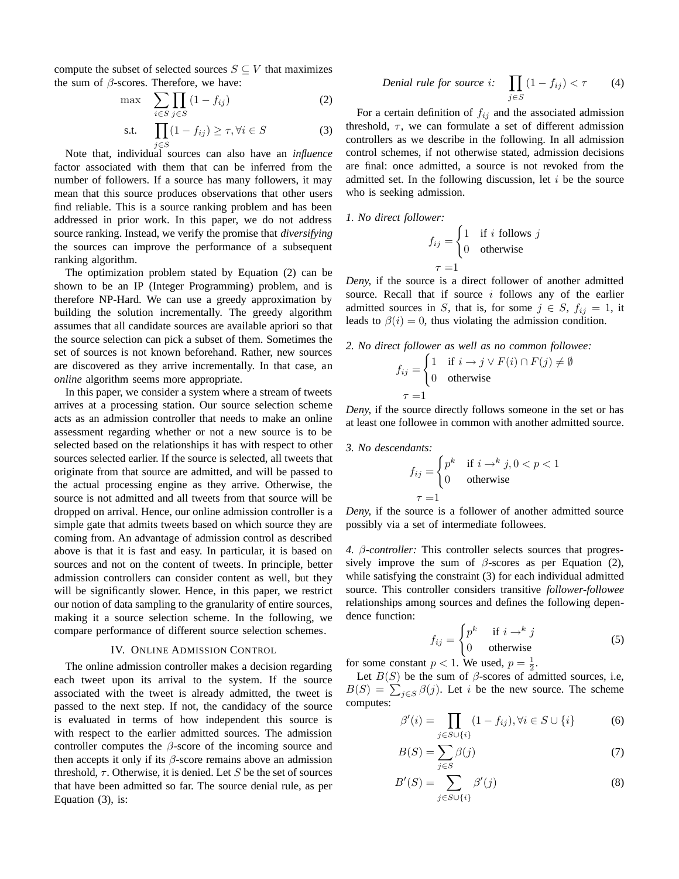compute the subset of selected sources $S \subseteq V$ that maximizes the sum of $\beta$-scores. Therefore, we have:

$$\max \quad \sum_{i \in S} \prod_{j \in S} (1 - f_{ij}) \tag{2}$$

$$\text{s.t.} \quad \prod_{j \in S} (1 - f_{ij}) \geq \tau, \forall i \in S \tag{3}$$

Note that, individual sources can also have an *influence* factor associated with them that can be inferred from the number of followers. If a source has many followers, it may mean that this source produces observations that other users find reliable. This is a source ranking problem and has been addressed in prior work. In this paper, we do not address source ranking. Instead, we verify the promise that *diversifying* the sources can improve the performance of a subsequent ranking algorithm.

The optimization problem stated by Equation (2) can be shown to be an IP (Integer Programming) problem, and is therefore NP-Hard. We can use a greedy approximation by building the solution incrementally. The greedy algorithm assumes that all candidate sources are available apriori so that the source selection can pick a subset of them. Sometimes the set of sources is not known beforehand. Rather, new sources are discovered as they arrive incrementally. In that case, an *online* algorithm seems more appropriate.

In this paper, we consider a system where a stream of tweets arrives at a processing station. Our source selection scheme acts as an admission controller that needs to make an online assessment regarding whether or not a new source is to be selected based on the relationships it has with respect to other sources selected earlier. If the source is selected, all tweets that originate from that source are admitted, and will be passed to the actual processing engine as they arrive. Otherwise, the source is not admitted and all tweets from that source will be dropped on arrival. Hence, our online admission controller is a simple gate that admits tweets based on which source they are coming from. An advantage of admission control as described above is that it is fast and easy. In particular, it is based on sources and not on the content of tweets. In principle, better admission controllers can consider content as well, but they will be significantly slower. Hence, in this paper, we restrict our notion of data sampling to the granularity of entire sources, making it a source selection scheme. In the following, we compare performance of different source selection schemes.

## IV. Online Admission Control

The online admission controller makes a decision regarding each tweet upon its arrival to the system. If the source associated with the tweet is already admitted, the tweet is passed to the next step. If not, the candidacy of the source is evaluated in terms of how independent this source is with respect to the earlier admitted sources. The admission controller computes the $\beta$-score of the incoming source and then accepts it only if its $\beta$-score remains above an admission threshold, $\tau$. Otherwise, it is denied. Let $S$ be the set of sources that have been admitted so far. The source denial rule, as per Equation (3), is:

$$\textit{Denial rule for source } i\textit{:} \quad \prod_{j \in S} (1 - f_{ij}) < \tau \tag{4}$$

For a certain definition of $f_{ij}$ and the associated admission threshold, $\tau$, we can formulate a set of different admission controllers as we describe in the following. In all admission control schemes, if not otherwise stated, admission decisions are final: once admitted, a source is not revoked from the admitted set. In the following discussion, let $i$ be the source who is seeking admission.

*1. No direct follower:*

$$f_{ij} = \begin{cases} 1 & \text{if } i \text{ follows } j \\ 0 & \text{otherwise} \end{cases}$$

$$\tau = 1$$

*Deny*, if the source is a direct follower of another admitted source. Recall that if source $i$ follows any of the earlier admitted sources in $S$, that is, for some $j \in S$, $f_{ij} = 1$, it leads to $\beta(i) = 0$, thus violating the admission condition.

*2. No direct follower as well as no common followee:*

$$f_{ij} = \begin{cases} 1 & \text{if } i \rightarrow j \vee F(i) \cap F(j) \neq \emptyset \\ 0 & \text{otherwise} \end{cases}$$

$$\tau = 1$$

*Deny*, if the source directly follows someone in the set or has at least one followee in common with another admitted source.

*3. No descendants:*

$$f_{ij} = \begin{cases} p^k & \text{if } i \rightarrow^k j, 0 < p < 1 \\ 0 & \text{otherwise} \end{cases}$$

$$\tau = 1$$

*Deny*, if the source is a follower of another admitted source possibly via a set of intermediate followees.

*4. $\beta$-controller:* This controller selects sources that progressively improve the sum of $\beta$-scores as per Equation (2), while satisfying the constraint (3) for each individual admitted source. This controller considers transitive *follower-followee* relationships among sources and defines the following dependence function:

$$f_{ij} = \begin{cases} p^k & \text{if } i \rightarrow^k j \\ 0 & \text{otherwise} \end{cases} \tag{5}$$

for some constant $p < 1$. We used, $p = \frac{1}{2}$.

Let $B(S)$ be the sum of $\beta$-scores of admitted sources, i.e, $B(S) = \sum_{j \in S} \beta(j)$. Let $i$ be the new source. The scheme computes:

$$\beta'(i) = \prod_{j \in S \cup \{i\}} (1 - f_{ij}), \forall i \in S \cup \{i\} \tag{6}$$

$$B(S) = \sum_{j \in S} \beta(j) \tag{7}$$

$$B'(S) = \sum_{j \in S \cup \{i\}} \beta'(j) \tag{8}$$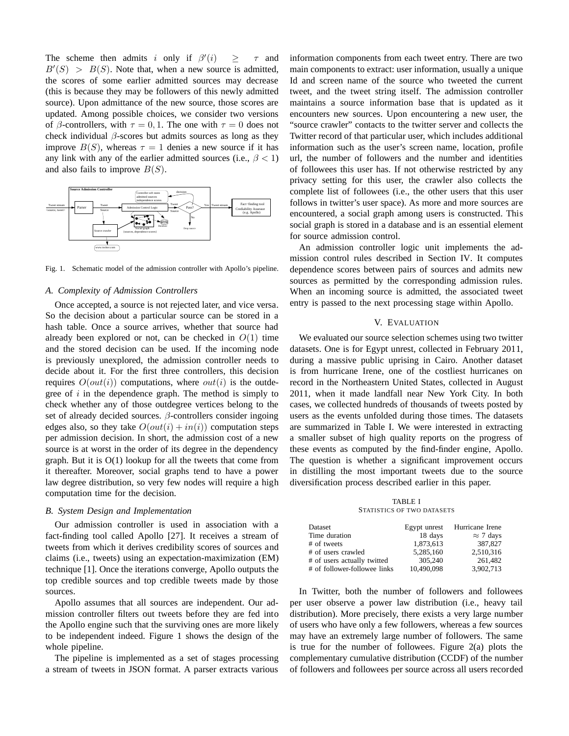The scheme then admits $i$ only if $\beta'(i) \geq \tau$ and $B'(S) > B(S)$. Note that, when a new source is admitted, the scores of some earlier admitted sources may decrease (this is because they may be followers of this newly admitted source). Upon admittance of the new source, those scores are updated. Among possible choices, we consider two versions of $\beta$-controllers, with $\tau = 0, 1$. The one with $\tau = 0$ does not check individual $\beta$-scores but admits sources as long as they improve $B(S)$, whereas $\tau = 1$ denies a new source if it has any link with any of the earlier admitted sources (i.e., $\beta < 1$) and also fails to improve $B(S)$.

Fig. 1. Schematic model of the admission controller with Apollo's pipeline.

### A. Complexity of Admission Controllers

Once accepted, a source is not rejected later, and vice versa. So the decision about a particular source can be stored in a hash table. Once a source arrives, whether that source had already been explored or not, can be checked in $O(1)$ time and the stored decision can be used. If the incoming node is previously unexplored, the admission controller needs to decide about it. For the first three controllers, this decision requires $O(out(i))$ computations, where $out(i)$ is the outdegree of $i$ in the dependence graph. The method is simply to check whether any of those outdegree vertices belong to the set of already decided sources. $\beta$-controllers consider ingoing edges also, so they take $O(out(i) + in(i))$ computation steps per admission decision. In short, the admission cost of a new source is at worst in the order of its degree in the dependency graph. But it is O(1) lookup for all the tweets that come from it thereafter. Moreover, social graphs tend to have a power law degree distribution, so very few nodes will require a high computation time for the decision.

### B. System Design and Implementation

Our admission controller is used in association with a fact-finding tool called Apollo [27]. It receives a stream of tweets from which it derives credibility scores of sources and claims (i.e., tweets) using an expectation-maximization (EM) technique [1]. Once the iterations converge, Apollo outputs the top credible sources and top credible tweets made by those sources.

Apollo assumes that all sources are independent. Our admission controller filters out tweets before they are fed into the Apollo engine such that the surviving ones are more likely to be independent indeed. Figure 1 shows the design of the whole pipeline.

The pipeline is implemented as a set of stages processing a stream of tweets in JSON format. A parser extracts various information components from each tweet entry. There are two main components to extract: user information, usually a unique Id and screen name of the source who tweeted the current tweet, and the tweet string itself. The admission controller maintains a source information base that is updated as it encounters new sources. Upon encountering a new user, the "source crawler" contacts to the twitter server and collects the Twitter record of that particular user, which includes additional information such as the user's screen name, location, profile url, the number of followers and the number and identities of followees this user has. If not otherwise restricted by any privacy setting for this user, the crawler also collects the complete list of followees (i.e., the other users that this user follows in twitter's user space). As more and more sources are encountered, a social graph among users is constructed. This social graph is stored in a database and is an essential element for source admission control.

An admission controller logic unit implements the admission control rules described in Section IV. It computes dependence scores between pairs of sources and admits new sources as permitted by the corresponding admission rules. When an incoming source is admitted, the associated tweet entry is passed to the next processing stage within Apollo.

## V. Evaluation

We evaluated our source selection schemes using two twitter datasets. One is for Egypt unrest, collected in February 2011, during a massive public uprising in Cairo. Another dataset is from hurricane Irene, one of the costliest hurricanes on record in the Northeastern United States, collected in August 2011, when it made landfall near New York City. In both cases, we collected hundreds of thousands of tweets posted by users as the events unfolded during those times. The datasets are summarized in Table I. We were interested in extracting a smaller subset of high quality reports on the progress of these events as computed by the find-finder engine, Apollo. The question is whether a significant improvement occurs in distilling the most important tweets due to the source diversification process described earlier in this paper.

TABLE I
Statistics of two datasets

| Dataset | Egypt unrest | Hurricane Irene |
|---|---|---|
| Time duration | 18 days | $\approx 7$ days |
| # of tweets | 1,873,613 | 387,827 |
| # of users crawled | 5,285,160 | 2,510,316 |
| # of users actually twitted | 305,240 | 261,482 |
| # of follower-followee links | 10,490,098 | 3,902,713 |

In Twitter, both the number of followers and followees per user observe a power law distribution (i.e., heavy tail distribution). More precisely, there exists a very large number of users who have only a few followers, whereas a few sources may have an extremely large number of followers. The same is true for the number of followees. Figure 2(a) plots the complementary cumulative distribution (CCDF) of the number of followers and followees per source across all users recorded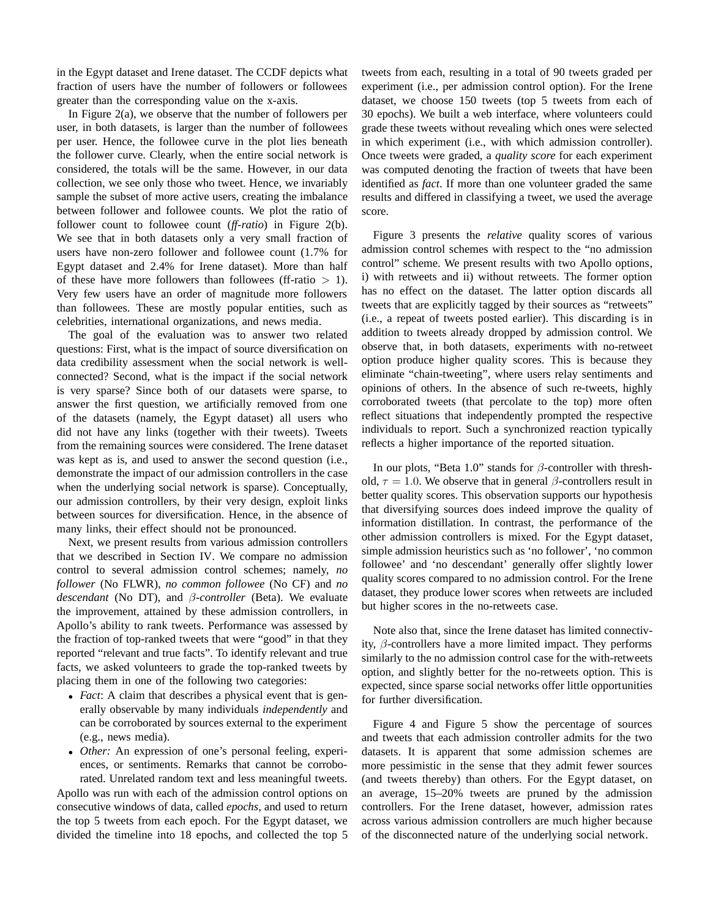in the Egypt dataset and Irene dataset. The CCDF depicts what fraction of users have the number of followers or followees greater than the corresponding value on the x-axis.

In Figure 2(a), we observe that the number of followers per user, in both datasets, is larger than the number of followees per user. Hence, the followee curve in the plot lies beneath the follower curve. Clearly, when the entire social network is considered, the totals will be the same. However, in our data collection, we see only those who tweet. Hence, we invariably sample the subset of more active users, creating the imbalance between follower and followee counts. We plot the ratio of follower count to followee count (*ff-ratio*) in Figure 2(b). We see that in both datasets only a very small fraction of users have non-zero follower and followee count (1.7% for Egypt dataset and 2.4% for Irene dataset). More than half of these have more followers than followees (ff-ratio $> 1$). Very few users have an order of magnitude more followers than followees. These are mostly popular entities, such as celebrities, international organizations, and news media.

The goal of the evaluation was to answer two related questions: First, what is the impact of source diversification on data credibility assessment when the social network is well-connected? Second, what is the impact if the social network is very sparse? Since both of our datasets were sparse, to answer the first question, we artificially removed from one of the datasets (namely, the Egypt dataset) all users who did not have any links (together with their tweets). Tweets from the remaining sources were considered. The Irene dataset was kept as is, and used to answer the second question (i.e., demonstrate the impact of our admission controllers in the case when the underlying social network is sparse). Conceptually, our admission controllers, by their very design, exploit links between sources for diversification. Hence, in the absence of many links, their effect should not be pronounced.

Next, we present results from various admission controllers that we described in Section IV. We compare no admission control to several admission control schemes; namely, *no follower* (No FLWR), *no common followee* (No CF) and *no descendant* (No DT), and $\beta$-*controller* (Beta). We evaluate the improvement, attained by these admission controllers, in Apollo's ability to rank tweets. Performance was assessed by the fraction of top-ranked tweets that were "good" in that they reported "relevant and true facts". To identify relevant and true facts, we asked volunteers to grade the top-ranked tweets by placing them in one of the following two categories:

- *Fact*: A claim that describes a physical event that is generally observable by many individuals *independently* and can be corroborated by sources external to the experiment (e.g., news media).
- *Other:* An expression of one's personal feeling, experiences, or sentiments. Remarks that cannot be corroborated. Unrelated random text and less meaningful tweets.

Apollo was run with each of the admission control options on consecutive windows of data, called *epochs*, and used to return the top 5 tweets from each epoch. For the Egypt dataset, we divided the timeline into 18 epochs, and collected the top 5 tweets from each, resulting in a total of 90 tweets graded per experiment (i.e., per admission control option). For the Irene dataset, we choose 150 tweets (top 5 tweets from each of 30 epochs). We built a web interface, where volunteers could grade these tweets without revealing which ones were selected in which experiment (i.e., with which admission controller). Once tweets were graded, a *quality score* for each experiment was computed denoting the fraction of tweets that have been identified as *fact*. If more than one volunteer graded the same results and differed in classifying a tweet, we used the average score.

Figure 3 presents the *relative* quality scores of various admission control schemes with respect to the "no admission control" scheme. We present results with two Apollo options, i) with retweets and ii) without retweets. The former option has no effect on the dataset. The latter option discards all tweets that are explicitly tagged by their sources as "retweets" (i.e., a repeat of tweets posted earlier). This discarding is in addition to tweets already dropped by admission control. We observe that, in both datasets, experiments with no-retweet option produce higher quality scores. This is because they eliminate "chain-tweeting", where users relay sentiments and opinions of others. In the absence of such re-tweets, highly corroborated tweets (that percolate to the top) more often reflect situations that independently prompted the respective individuals to report. Such a synchronized reaction typically reflects a higher importance of the reported situation.

In our plots, "Beta 1.0" stands for $\beta$-controller with threshold, $\tau = 1.0$. We observe that in general $\beta$-controllers result in better quality scores. This observation supports our hypothesis that diversifying sources does indeed improve the quality of information distillation. In contrast, the performance of the other admission controllers is mixed. For the Egypt dataset, simple admission heuristics such as 'no follower', 'no common followee' and 'no descendant' generally offer slightly lower quality scores compared to no admission control. For the Irene dataset, they produce lower scores when retweets are included but higher scores in the no-retweets case.

Note also that, since the Irene dataset has limited connectivity, $\beta$-controllers have a more limited impact. They performs similarly to the no admission control case for the with-retweets option, and slightly better for the no-retweets option. This is expected, since sparse social networks offer little opportunities for further diversification.

Figure 4 and Figure 5 show the percentage of sources and tweets that each admission controller admits for the two datasets. It is apparent that some admission schemes are more pessimistic in the sense that they admit fewer sources (and tweets thereby) than others. For the Egypt dataset, on an average, 15–20% tweets are pruned by the admission controllers. For the Irene dataset, however, admission rates across various admission controllers are much higher because of the disconnected nature of the underlying social network.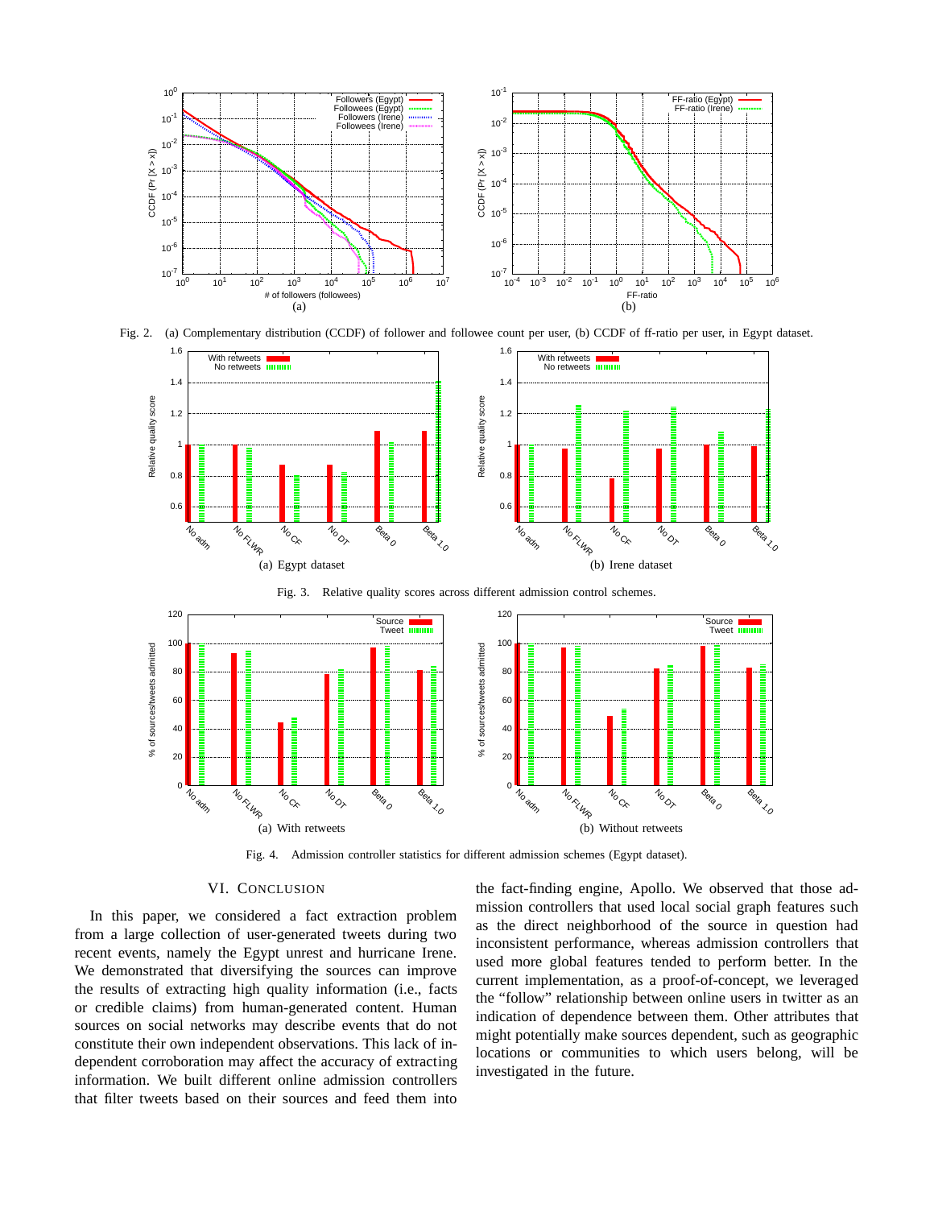Fig. 2. (a) Complementary distribution (CCDF) of follower and followee count per user, (b) CCDF of ff-ratio per user, in Egypt dataset.

Fig. 3. Relative quality scores across different admission control schemes.

Fig. 4. Admission controller statistics for different admission schemes (Egypt dataset).

## VI. Conclusion

In this paper, we considered a fact extraction problem from a large collection of user-generated tweets during two recent events, namely the Egypt unrest and hurricane Irene. We demonstrated that diversifying the sources can improve the results of extracting high quality information (i.e., facts or credible claims) from human-generated content. Human sources on social networks may describe events that do not constitute their own independent observations. This lack of independent corroboration may affect the accuracy of extracting information. We built different online admission controllers that filter tweets based on their sources and feed them into the fact-finding engine, Apollo. We observed that those admission controllers that used local social graph features such as the direct neighborhood of the source in question had inconsistent performance, whereas admission controllers that used more global features tended to perform better. In the current implementation, as a proof-of-concept, we leveraged the "follow" relationship between online users in twitter as an indication of dependence between them. Other attributes that might potentially make sources dependent, such as geographic locations or communities to which users belong, will be investigated in the future.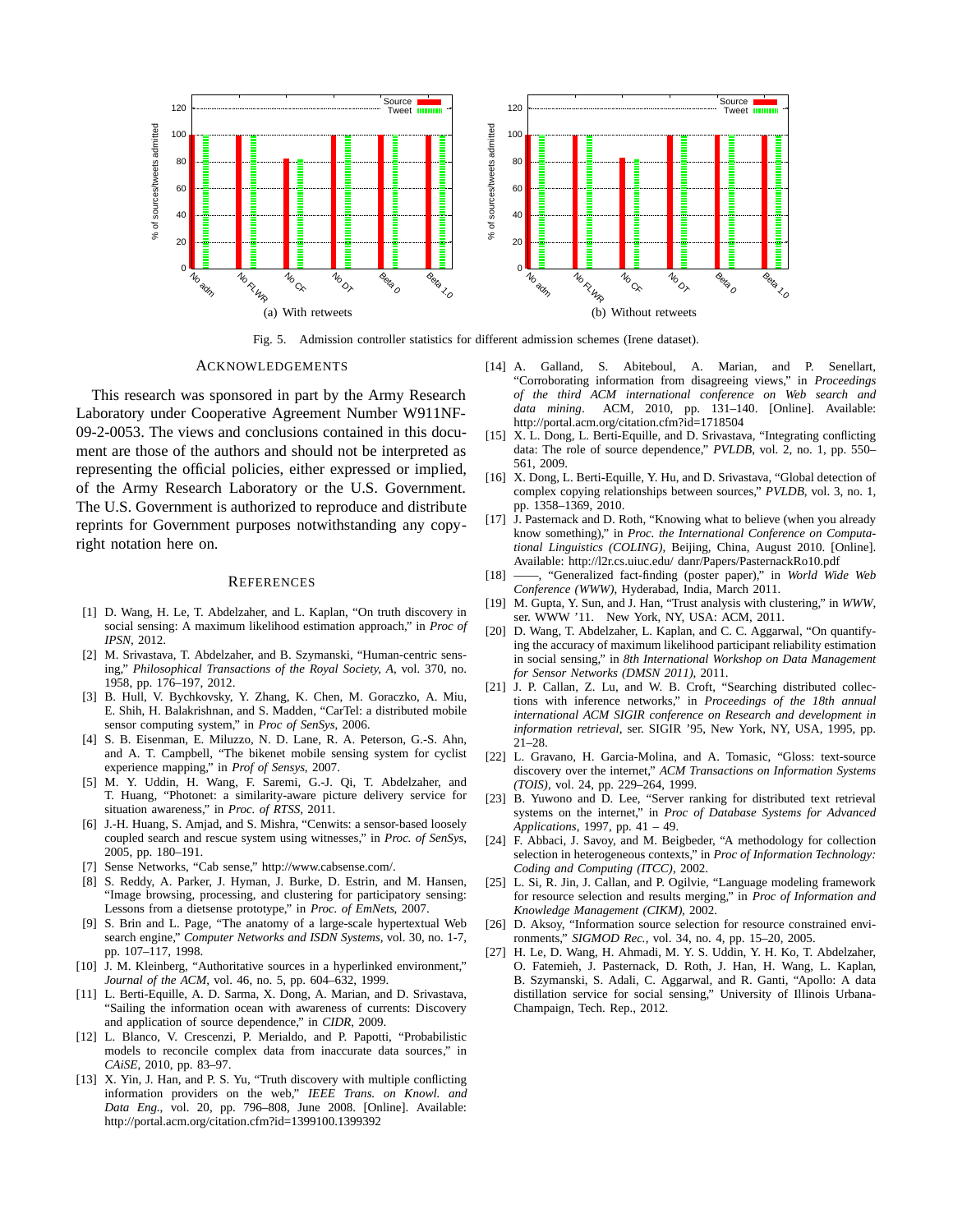Source
Tweet

% of sources/tweets admitted

120
100
80
60
40
20
0

No adm
No FLWR
No CF
No DT
Beta 0
Beta 1.0

(a) With retweets

Source
Tweet

% of sources/tweets admitted

120
100
80
60
40
20
0

No adm
No FLWR
No CF
No DT
Beta 0
Beta 1.0

(b) Without retweets

Fig. 5. Admission controller statistics for different admission schemes (Irene dataset).

## ACKNOWLEDGEMENTS

This research was sponsored in part by the Army Research Laboratory under Cooperative Agreement Number W911NF-09-2-0053. The views and conclusions contained in this document are those of the authors and should not be interpreted as representing the official policies, either expressed or implied, of the Army Research Laboratory or the U.S. Government. The U.S. Government is authorized to reproduce and distribute reprints for Government purposes notwithstanding any copyright notation here on.

## REFERENCES

[1] D. Wang, H. Le, T. Abdelzaher, and L. Kaplan, "On truth discovery in social sensing: A maximum likelihood estimation approach," in *Proc of IPSN*, 2012.

[2] M. Srivastava, T. Abdelzaher, and B. Szymanski, "Human-centric sensing," *Philosophical Transactions of the Royal Society, A*, vol. 370, no. 1958, pp. 176–197, 2012.

[3] B. Hull, V. Bychkovsky, Y. Zhang, K. Chen, M. Goraczko, A. Miu, E. Shih, H. Balakrishnan, and S. Madden, "CarTel: a distributed mobile sensor computing system," in *Proc of SenSys*, 2006.

[4] S. B. Eisenman, E. Miluzzo, N. D. Lane, R. A. Peterson, G.-S. Ahn, and A. T. Campbell, "The bikenet mobile sensing system for cyclist experience mapping," in *Prof of Sensys*, 2007.

[5] M. Y. Uddin, H. Wang, F. Saremi, G.-J. Qi, T. Abdelzaher, and T. Huang, "Photonet: a similarity-aware picture delivery service for situation awareness," in *Proc. of RTSS*, 2011.

[6] J.-H. Huang, S. Amjad, and S. Mishra, "Cenwits: a sensor-based loosely coupled search and rescue system using witnesses," in *Proc. of SenSys*, 2005, pp. 180–191.

[7] Sense Networks, "Cab sense," http://www.cabsense.com/.

[8] S. Reddy, A. Parker, J. Hyman, J. Burke, D. Estrin, and M. Hansen, "Image browsing, processing, and clustering for participatory sensing: Lessons from a dietsense prototype," in *Proc. of EmNets*, 2007.

[9] S. Brin and L. Page, "The anatomy of a large-scale hypertextual Web search engine," *Computer Networks and ISDN Systems*, vol. 30, no. 1-7, pp. 107–117, 1998.

[10] J. M. Kleinberg, "Authoritative sources in a hyperlinked environment," *Journal of the ACM*, vol. 46, no. 5, pp. 604–632, 1999.

[11] L. Berti-Equille, A. D. Sarma, X. Dong, A. Marian, and D. Srivastava, "Sailing the information ocean with awareness of currents: Discovery and application of source dependence," in *CIDR*, 2009.

[12] L. Blanco, V. Crescenzi, P. Merialdo, and P. Papotti, "Probabilistic models to reconcile complex data from inaccurate data sources," in *CAiSE*, 2010, pp. 83–97.

[13] X. Yin, J. Han, and P. S. Yu, "Truth discovery with multiple conflicting information providers on the web," *IEEE Trans. on Knowl. and Data Eng.*, vol. 20, pp. 796–808, June 2008. [Online]. Available: http://portal.acm.org/citation.cfm?id=1399100.1399392

[14] A. Galland, S. Abiteboul, A. Marian, and P. Senellart, "Corroborating information from disagreeing views," in *Proceedings of the third ACM international conference on Web search and data mining*. ACM, 2010, pp. 131–140. [Online]. Available: http://portal.acm.org/citation.cfm?id=1718504

[15] X. L. Dong, L. Berti-Equille, and D. Srivastava, "Integrating conflicting data: The role of source dependence," *PVLDB*, vol. 2, no. 1, pp. 550–561, 2009.

[16] X. Dong, L. Berti-Equille, Y. Hu, and D. Srivastava, "Global detection of complex copying relationships between sources," *PVLDB*, vol. 3, no. 1, pp. 1358–1369, 2010.

[17] J. Pasternack and D. Roth, "Knowing what to believe (when you already know something)," in *Proc. the International Conference on Computational Linguistics (COLING)*, Beijing, China, August 2010. [Online]. Available: http://l2r.cs.uiuc.edu/ danr/Papers/PasternackRo10.pdf

[18] ——, "Generalized fact-finding (poster paper)," in *World Wide Web Conference (WWW)*, Hyderabad, India, March 2011.

[19] M. Gupta, Y. Sun, and J. Han, "Trust analysis with clustering," in *WWW*, ser. WWW '11. New York, NY, USA: ACM, 2011.

[20] D. Wang, T. Abdelzaher, L. Kaplan, and C. C. Aggarwal, "On quantifying the accuracy of maximum likelihood participant reliability estimation in social sensing," in *8th International Workshop on Data Management for Sensor Networks (DMSN 2011)*, 2011.

[21] J. P. Callan, Z. Lu, and W. B. Croft, "Searching distributed collections with inference networks," in *Proceedings of the 18th annual international ACM SIGIR conference on Research and development in information retrieval*, ser. SIGIR '95, New York, NY, USA, 1995, pp. 21–28.

[22] L. Gravano, H. Garcia-Molina, and A. Tomasic, "Gloss: text-source discovery over the internet," *ACM Transactions on Information Systems (TOIS)*, vol. 24, pp. 229–264, 1999.

[23] B. Yuwono and D. Lee, "Server ranking for distributed text retrieval systems on the internet," in *Proc of Database Systems for Advanced Applications*, 1997, pp. 41 – 49.

[24] F. Abbaci, J. Savoy, and M. Beigbeder, "A methodology for collection selection in heterogeneous contexts," in *Proc of Information Technology: Coding and Computing (ITCC)*, 2002.

[25] L. Si, R. Jin, J. Callan, and P. Ogilvie, "Language modeling framework for resource selection and results merging," in *Proc of Information and Knowledge Management (CIKM)*, 2002.

[26] D. Aksoy, "Information source selection for resource constrained environments," *SIGMOD Rec.*, vol. 34, no. 4, pp. 15–20, 2005.

[27] H. Le, D. Wang, H. Ahmadi, M. Y. S. Uddin, Y. H. Ko, T. Abdelzaher, O. Fatemieh, J. Pasternack, D. Roth, J. Han, H. Wang, L. Kaplan, B. Szymanski, S. Adali, C. Aggarwal, and R. Ganti, "Apollo: A data distillation service for social sensing," University of Illinois Urbana-Champaign, Tech. Rep., 2012.